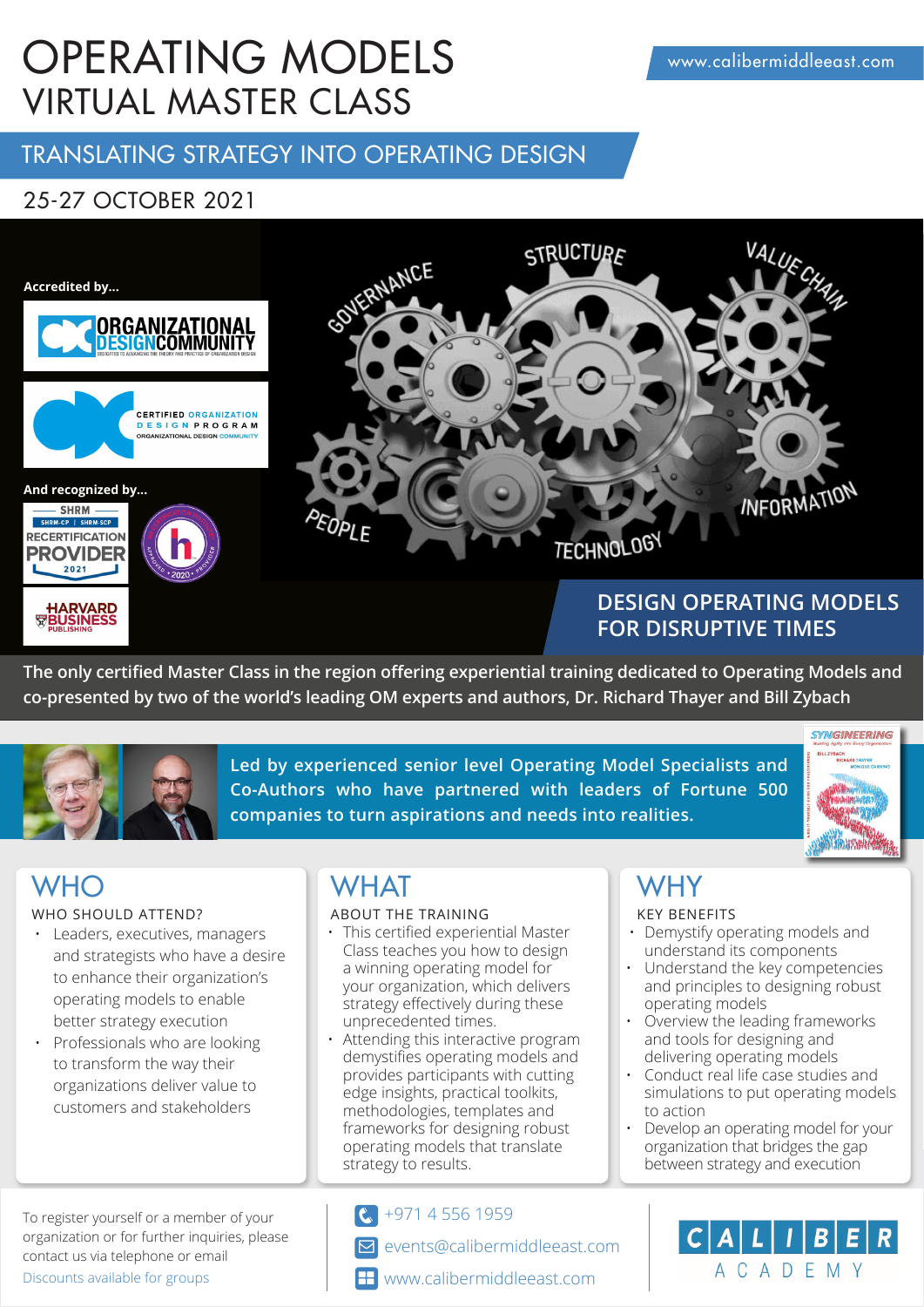# OPERATING MODELS
## VIRTUAL MASTER CLASS

www.calibermiddleeast.com

## TRANSLATING STRATEGY INTO OPERATING DESIGN

25-27 OCTOBER 2021

**Accredited by...**

ORGANIZATIONAL DESIGN COMMUNITY

CERTIFIED ORGANIZATION DESIGN PROGRAM

**And recognized by...**

SHRM RECERTIFICATION PROVIDER 2021

HARVARD BUSINESS PUBLISHING

GOVERNANCE · STRUCTURE · VALUE CHAIN · PEOPLE · TECHNOLOGY · INFORMATION

## DESIGN OPERATING MODELS FOR DISRUPTIVE TIMES

**The only certified Master Class in the region offering experiential training dedicated to Operating Models and co-presented by two of the world's leading OM experts and authors, Dr. Richard Thayer and Bill Zybach**

**Led by experienced senior level Operating Model Specialists and Co-Authors who have partnered with leaders of Fortune 500 companies to turn aspirations and needs into realities.**

## WHO

WHO SHOULD ATTEND?

- Leaders, executives, managers and strategists who have a desire to enhance their organization's operating models to enable better strategy execution
- Professionals who are looking to transform the way their organizations deliver value to customers and stakeholders

## WHAT

ABOUT THE TRAINING

- This certified experiential Master Class teaches you how to design a winning operating model for your organization, which delivers strategy effectively during these unprecedented times.
- Attending this interactive program demystifies operating models and provides participants with cutting edge insights, practical toolkits, methodologies, templates and frameworks for designing robust operating models that translate strategy to results.

## WHY

KEY BENEFITS

- Demystify operating models and understand its components
- Understand the key competencies and principles to designing robust operating models
- Overview the leading frameworks and tools for designing and delivering operating models
- Conduct real life case studies and simulations to put operating models to action
- Develop an operating model for your organization that bridges the gap between strategy and execution

To register yourself or a member of your organization or for further inquiries, please contact us via telephone or email

Discounts available for groups

+971 4 556 1959

events@calibermiddleeast.com

www.calibermiddleeast.com

CALIBER ACADEMY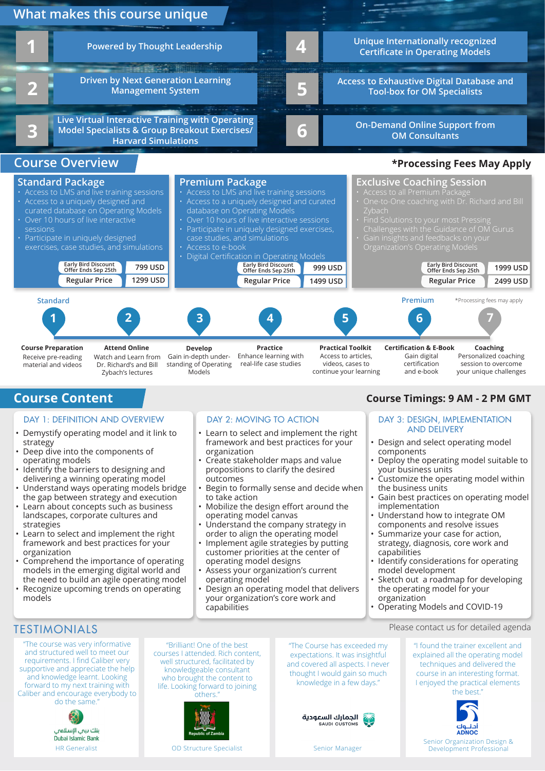## What makes this course unique

1. Powered by Thought Leadership
2. Driven by Next Generation Learning Management System
3. Live Virtual Interactive Training with Operating Model Specialists & Group Breakout Exercises/ Harvard Simulations
4. Unique Internationally recognized Certificate in Operating Models
5. Access to Exhaustive Digital Database and Tool-box for OM Specialists
6. On-Demand Online Support from OM Consultants

## Course Overview

**\*Processing Fees May Apply**

### Standard Package

- Access to LMS and live training sessions
- Access to a uniquely designed and curated database on Operating Models
- Over 10 hours of live interactive sessions
- Participate in uniquely designed exercises, case studies, and simulations

| | |
|---|---|
| Early Bird Discount Offer Ends Sep 25th | 799 USD |
| Regular Price | 1299 USD |

### Premium Package

- Access to LMS and live training sessions
- Access to a uniquely designed and curated database on Operating Models
- Over 10 hours of live interactive sessions
- Participate in uniquely designed exercises, case studies, and simulations
- Access to e-book
- Digital Certification in Operating Models

| | |
|---|---|
| Early Bird Discount Offer Ends Sep 25th | 999 USD |
| Regular Price | 1499 USD |

### Exclusive Coaching Session

- Access to all Premium Package
- One-to-One coaching with Dr. Richard and Bill Zybach
- Find Solutions to your most Pressing Challenges with the Guidance of OM Gurus
- Gain insights and feedbacks on your Organization's Operating Models

| | |
|---|---|
| Early Bird Discount Offer Ends Sep 25th | 1999 USD |
| Regular Price | 2499 USD |

Standard — Premium — *Processing fees may apply

1. **Course Preparation** – Receive pre-reading material and videos
2. **Attend Online** – Watch and Learn from Dr. Richard's and Bill Zybach's lectures
3. **Develop** – Gain in-depth understanding of Operating Models
4. **Practice** – Enhance learning with real-life case studies
5. **Practical Toolkit** – Access to articles, videos, cases to continue your learning
6. **Certification & E-Book** – Gain digital certification and e-book
7. **Coaching** – Personalized coaching session to overcome your unique challenges

## Course Content

**Course Timings: 9 AM - 2 PM GMT**

### DAY 1: DEFINITION AND OVERVIEW

- Demystify operating model and it link to strategy
- Deep dive into the components of operating models
- Identify the barriers to designing and delivering a winning operating model
- Understand ways operating models bridge the gap between strategy and execution
- Learn about concepts such as business landscapes, corporate cultures and strategies
- Learn to select and implement the right framework and best practices for your organization
- Comprehend the importance of operating models in the emerging digital world and the need to build an agile operating model
- Recognize upcoming trends on operating models

### DAY 2: MOVING TO ACTION

- Learn to select and implement the right framework and best practices for your organization
- Create stakeholder maps and value propositions to clarify the desired outcomes
- Begin to formally sense and decide when to take action
- Mobilize the design effort around the operating model canvas
- Understand the company strategy in order to align the operating model
- Implement agile strategies by putting customer priorities at the center of operating model designs
- Assess your organization's current operating model
- Design an operating model that delivers your organization's core work and capabilities

### DAY 3: DESIGN, IMPLEMENTATION AND DELIVERY

- Design and select operating model components
- Deploy the operating model suitable to your business units
- Customize the operating model within the business units
- Gain best practices on operating model implementation
- Understand how to integrate OM components and resolve issues
- Summarize your case for action, strategy, diagnosis, core work and capabilities
- Identify considerations for operating model development
- Sketch out a roadmap for developing the operating model for your organization
- Operating Models and COVID-19

Please contact us for detailed agenda

## TESTIMONIALS

"The course was very informative and structured well to meet our requirements. I find Caliber very supportive and appreciate the help and knowledge learnt. Looking forward to my next training with Caliber and encourage everybody to do the same."

بنك دبي الإسلامي Dubai Islamic Bank

HR Generalist

"Brilliant! One of the best courses I attended. Rich content, well structured, facilitated by knowledgeable consultant who brought the content to life. Looking forward to joining others."

Republic of Zambia

OD Structure Specialist

"The Course has exceeded my expectations. It was insightful and covered all aspects. I never thought I would gain so much knowledge in a few days."

الجمارك السعودية SAUDI CUSTOMS

Senior Manager

"I found the trainer excellent and explained all the operating model techniques and delivered the course in an interesting format. I enjoyed the practical elements the best."

أدنوك ADNOC

Senior Organization Design & Development Professional